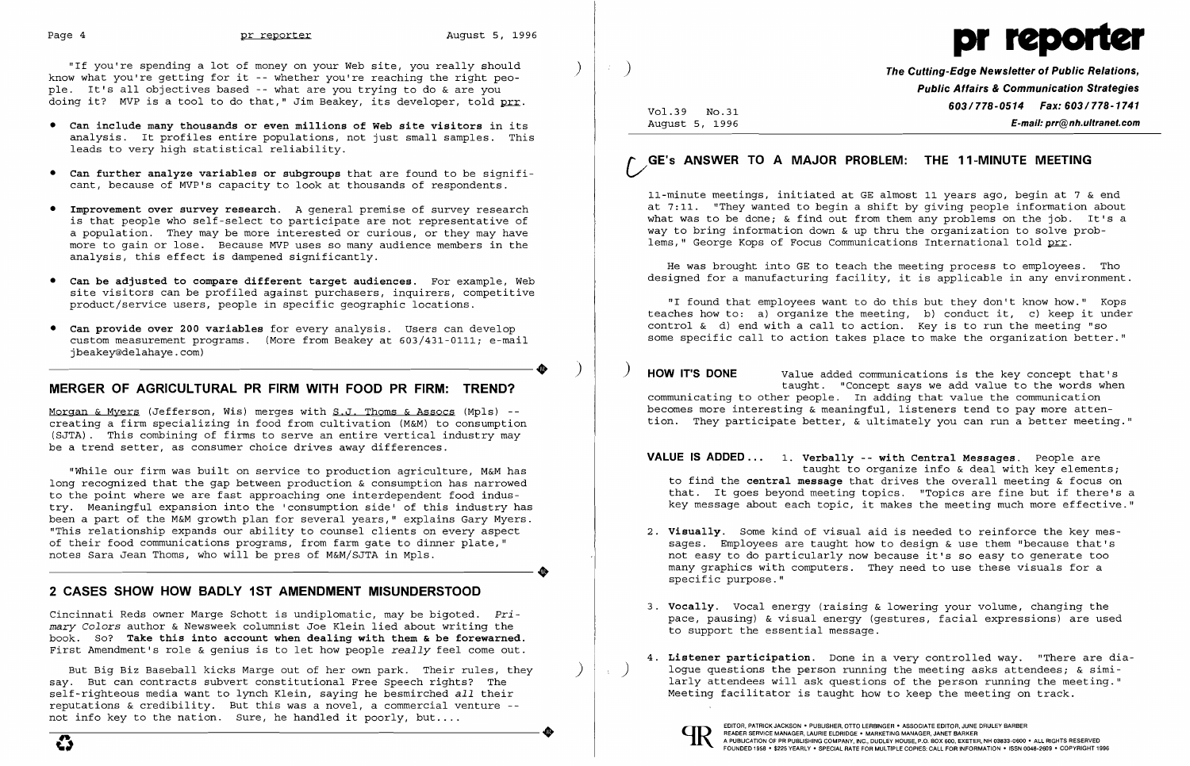"If you're spending a lot of money on your Web site, you really should know what you're getting for it -- whether you're reaching the right people. It's all objectives based -- what are you trying to do & are you doing it? MVP is a tool to do that," Jim Beakey, its developer, told prr.

- **Can include many thousands or even millions of Web site visitors** in its analysis. It profiles entire populations, not just small samples. This leads to very high statistical reliability.
- **Can further analyze variables or subgroups** that are found to be significant, because of MVP's capacity to look at thousands of respondents.
- **Improvement over survey research**. A general premise of survey research is that people who self-select to participate are not representative of a population. They may be more interested or curious, or they may have more to gain or lose. Because MVP uses so many audience members in the analysis, this effect is dampened significantly.
- **Can be adjusted to compare different target audiences.** For example, Web site visitors can be profiled against purchasers, inquirers, competitive product/service users, people in specific geographic locations.
- **Can provide over 200 variables** for every analysis. Users can develop custom measurement programs. (More from Beakey at 603/431-0111; e-mail jbeakey@delahaye.com)

## MERGER OF AGRICULTURAL PR FIRM WITH FOOD PR FIRM: TREND?

Morgan & Myers (Jefferson, Wis) merges with S.J. Thoms & Assocs (Mpls) -- creating a firm specializing in food from cultivation (M&M) to consumption (SJTA). This combining of firms to serve an entire vertical industry may be a trend setter, as consumer choice drives away differences.

"While our firm was built on service to production agriculture, M&M has long recognized that the gap between production & consumption has narrowed to the point where we are fast approaching one interdependent food industry. Meaningful expansion into the 'consumption side' of this industry has been a part of the M&M growth plan for several years," explains Gary Myers. "This relationship expands our ability to counsel clients on every aspect of their food communications programs, from farm gate to dinner plate," notes Sara Jean Thoms, who will be pres of M&M/SJTA in Mpls.

## 2 CASES SHOW HOW BADLY 1ST AMENDMENT MISUNDERSTOOD

Cincinnati Reds owner Marge Schott is undiplomatic, may be bigoted. *Primary Colors* author & Newsweek columnist Joe Klein lied about writing the book. So? **Take this into account when dealing with them & be forewarned.** First Amendment's role & genius is to let how people *really* feel come out.

But Big Biz Baseball kicks Marge out of her own park. Their rules, they say. But can contracts subvert constitutional Free Speech rights? The self-righteous media want to lynch Klein, saying he besmirched *all* their reputations & credibility. But this was a novel, a commercial venture -- not info key to the nation. Sure, he handled it poorly, but....

# pr reporter

**The Cutting-Edge Newsletter of Public Relations, Public Affairs & Communication Strategies**
**603/778-0514 Fax: 603/778-1741**
**E-mail: prr@nh.ultranet.com**

Vol.39 No.31
August 5, 1996

## GE's ANSWER TO A MAJOR PROBLEM: THE 11-MINUTE MEETING

11-minute meetings, initiated at GE almost 11 years ago, begin at 7 & end at 7:11. "They wanted to begin a shift by giving people information about what was to be done; & find out from them any problems on the job. It's a way to bring information down & up thru the organization to solve problems," George Kops of Focus Communications International told prr.

He was brought into GE to teach the meeting process to employees. Tho designed for a manufacturing facility, it is applicable in any environment.

"I found that employees want to do this but they don't know how." Kops teaches how to: a) organize the meeting, b) conduct it, c) keep it under control & d) end with a call to action. Key is to run the meeting "so some specific call to action takes place to make the organization better."

**HOW IT'S DONE** Value added communications is the key concept that's taught. "Concept says we add value to the words when communicating to other people. In adding that value the communication becomes more interesting & meaningful, listeners tend to pay more attention. They participate better, & ultimately you can run a better meeting."

**VALUE IS ADDED...**

1. **Verbally -- with Central Messages**. People are taught to organize info & deal with key elements; to find the **central message** that drives the overall meeting & focus on that. It goes beyond meeting topics. "Topics are fine but if there's a key message about each topic, it makes the meeting much more effective."
2. **Visually**. Some kind of visual aid is needed to reinforce the key messages. Employees are taught how to design & use them "because that's not easy to do particularly now because it's so easy to generate too many graphics with computers. They need to use these visuals for a specific purpose."
3. **Vocally**. Vocal energy (raising & lowering your volume, changing the pace, pausing) & visual energy (gestures, facial expressions) are used to support the essential message.
4. **Listener participation**. Done in a very controlled way. "There are dialogue questions the person running the meeting asks attendees; & similarly attendees will ask questions of the person running the meeting." Meeting facilitator is taught how to keep the meeting on track.

EDITOR, PATRICK JACKSON • PUBLISHER, OTTO LERBINGER • ASSOCIATE EDITOR, JUNE DRULEY BARBER
READER SERVICE MANAGER, LAURIE ELDRIDGE • MARKETING MANAGER, JANET BARKER
A PUBLICATION OF PR PUBLISHING COMPANY, INC., DUDLEY HOUSE, P.O. BOX 600, EXETER, NH 03833-0600 • ALL RIGHTS RESERVED
FOUNDED 1958 • $225 YEARLY • SPECIAL RATE FOR MULTIPLE COPIES: CALL FOR INFORMATION • ISSN 0048-2609 • COPYRIGHT 1996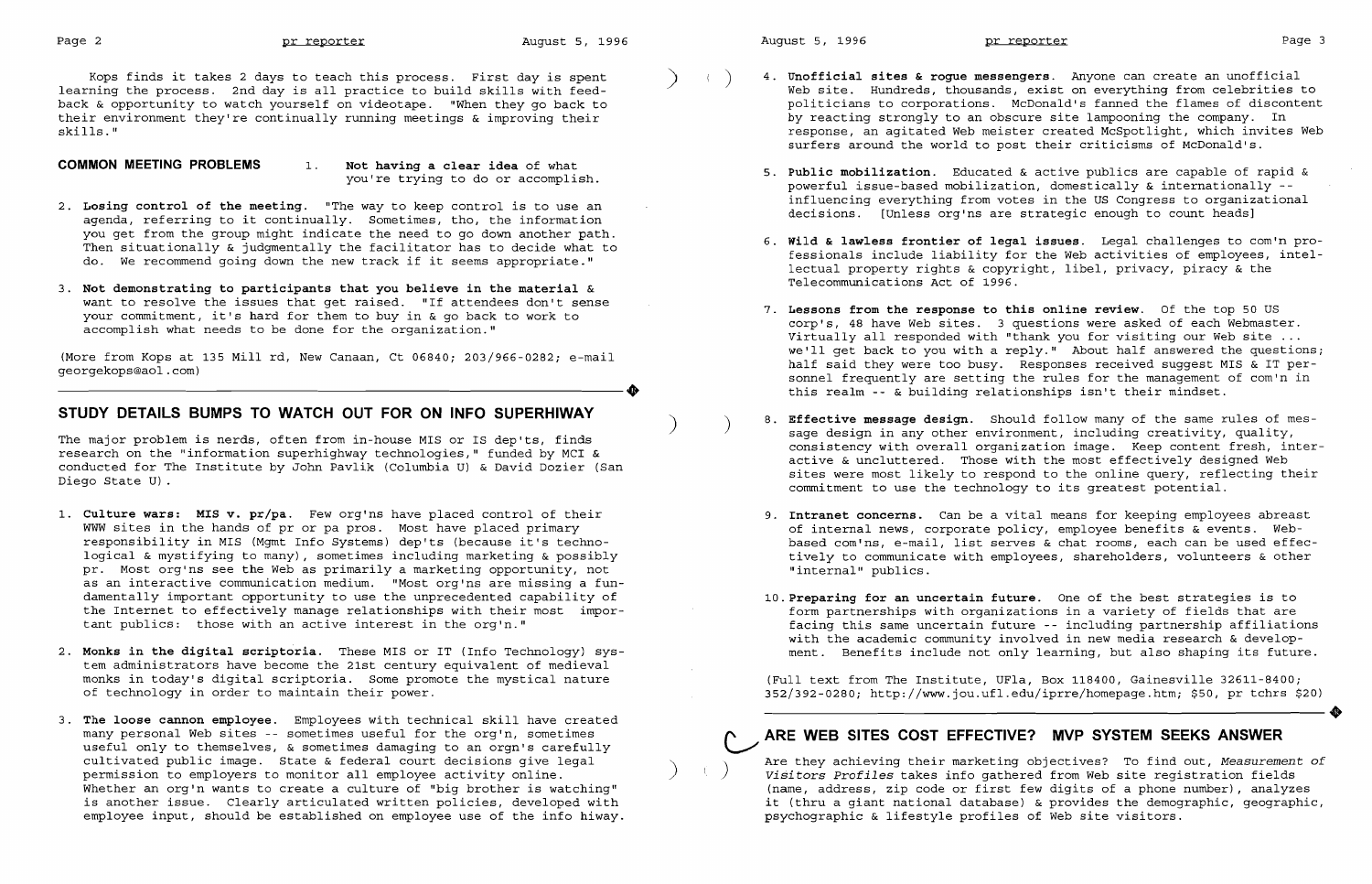Kops finds it takes 2 days to teach this process. First day is spent learning the process. 2nd day is all practice to build skills with feedback & opportunity to watch yourself on videotape. "When they go back to their environment they're continually running meetings & improving their skills."

**COMMON MEETING PROBLEMS**

1. **Not having a clear idea** of what you're trying to do or accomplish.
2. **Losing control of the meeting.** "The way to keep control is to use an agenda, referring to it continually. Sometimes, tho, the information you get from the group might indicate the need to go down another path. Then situationally & judgmentally the facilitator has to decide what to do. We recommend going down the new track if it seems appropriate."
3. **Not demonstrating to participants that you believe in the material** & want to resolve the issues that get raised. "If attendees don't sense your commitment, it's hard for them to buy in & go back to work to accomplish what needs to be done for the organization."

(More from Kops at 135 Mill rd, New Canaan, Ct 06840; 203/966-0282; e-mail georgekops@aol.com)

## STUDY DETAILS BUMPS TO WATCH OUT FOR ON INFO SUPERHIWAY

The major problem is nerds, often from in-house MIS or IS dep'ts, finds research on the "information superhighway technologies," funded by MCI & conducted for The Institute by John Pavlik (Columbia U) & David Dozier (San Diego State U).

1. **Culture wars: MIS v. pr/pa.** Few org'ns have placed control of their WWW sites in the hands of pr or pa pros. Most have placed primary responsibility in MIS (Mgmt Info Systems) dep'ts (because it's technological & mystifying to many), sometimes including marketing & possibly pr. Most org'ns see the Web as primarily a marketing opportunity, not as an interactive communication medium. "Most org'ns are missing a fundamentally important opportunity to use the unprecedented capability of the Internet to effectively manage relationships with their most important publics: those with an active interest in the org'n."
2. **Monks in the digital scriptoria.** These MIS or IT (Info Technology) system administrators have become the 21st century equivalent of medieval monks in today's digital scriptoria. Some promote the mystical nature of technology in order to maintain their power.
3. **The loose cannon employee.** Employees with technical skill have created many personal Web sites -- sometimes useful for the org'n, sometimes useful only to themselves, & sometimes damaging to an orgn's carefully cultivated public image. State & federal court decisions give legal permission to employers to monitor all employee activity online. Whether an org'n wants to create a culture of "big brother is watching" is another issue. Clearly articulated written policies, developed with employee input, should be established on employee use of the info hiway.
4. **Unofficial sites & rogue messengers.** Anyone can create an unofficial Web site. Hundreds, thousands, exist on everything from celebrities to politicians to corporations. McDonald's fanned the flames of discontent by reacting strongly to an obscure site lampooning the company. In response, an agitated Web meister created McSpotlight, which invites Web surfers around the world to post their criticisms of McDonald's.
5. **Public mobilization.** Educated & active publics are capable of rapid & powerful issue-based mobilization, domestically & internationally -- influencing everything from votes in the US Congress to organizational decisions. [Unless org'ns are strategic enough to count heads]
6. **Wild & lawless frontier of legal issues.** Legal challenges to com'n professionals include liability for the Web activities of employees, intellectual property rights & copyright, libel, privacy, piracy & the Telecommunications Act of 1996.
7. **Lessons from the response to this online review.** Of the top 50 US corp's, 48 have Web sites. 3 questions were asked of each Webmaster. Virtually all responded with "thank you for visiting our Web site ... we'll get back to you with a reply." About half answered the questions; half said they were too busy. Responses received suggest MIS & IT personnel frequently are setting the rules for the management of com'n in this realm -- & building relationships isn't their mindset.
8. **Effective message design.** Should follow many of the same rules of message design in any other environment, including creativity, quality, consistency with overall organization image. Keep content fresh, interactive & uncluttered. Those with the most effectively designed Web sites were most likely to respond to the online query, reflecting their commitment to use the technology to its greatest potential.
9. **Intranet concerns.** Can be a vital means for keeping employees abreast of internal news, corporate policy, employee benefits & events. Web-based com'ns, e-mail, list serves & chat rooms, each can be used effectively to communicate with employees, shareholders, volunteers & other "internal" publics.
10. **Preparing for an uncertain future.** One of the best strategies is to form partnerships with organizations in a variety of fields that are facing this same uncertain future -- including partnership affiliations with the academic community involved in new media research & development. Benefits include not only learning, but also shaping its future.

(Full text from The Institute, UFla, Box 118400, Gainesville 32611-8400; 352/392-0280; http://www.jou.ufl.edu/iprre/homepage.htm; $50, pr tchrs $20)

## ARE WEB SITES COST EFFECTIVE? MVP SYSTEM SEEKS ANSWER

Are they achieving their marketing objectives? To find out, *Measurement of Visitors Profiles* takes info gathered from Web site registration fields (name, address, zip code or first few digits of a phone number), analyzes it (thru a giant national database) & provides the demographic, geographic, psychographic & lifestyle profiles of Web site visitors.